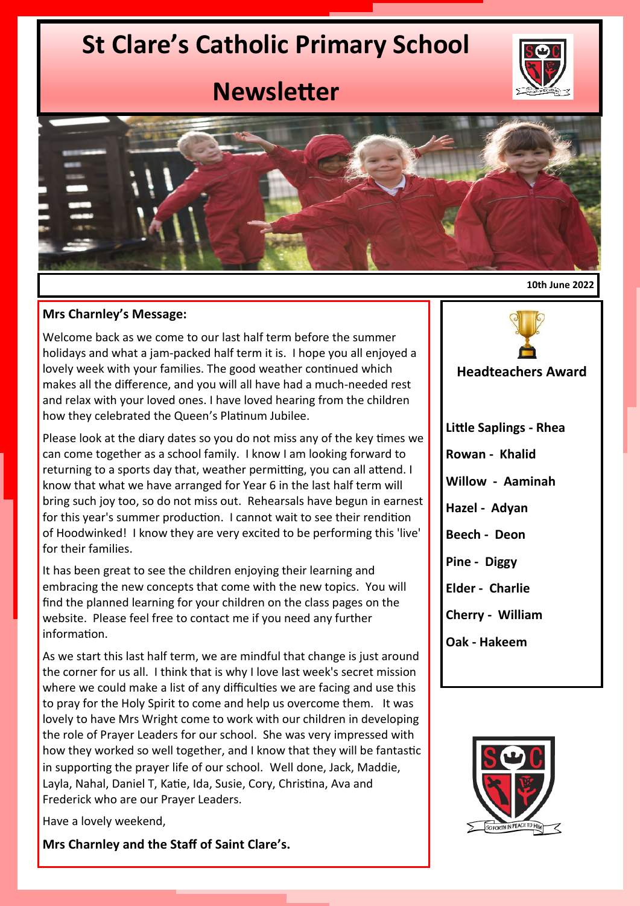# St Clare's Catholic Primary School

# Newsletter

**10th June 2022**

## Mrs Charnley's Message:

Welcome back as we come to our last half term before the summer holidays and what a jam-packed half term it is. I hope you all enjoyed a lovely week with your families. The good weather continued which makes all the difference, and you will all have had a much-needed rest and relax with your loved ones. I have loved hearing from the children how they celebrated the Queen's Platinum Jubilee.

Please look at the diary dates so you do not miss any of the key times we can come together as a school family. I know I am looking forward to returning to a sports day that, weather permitting, you can all attend. I know that what we have arranged for Year 6 in the last half term will bring such joy too, so do not miss out. Rehearsals have begun in earnest for this year's summer production. I cannot wait to see their rendition of Hoodwinked! I know they are very excited to be performing this 'live' for their families.

It has been great to see the children enjoying their learning and embracing the new concepts that come with the new topics. You will find the planned learning for your children on the class pages on the website. Please feel free to contact me if you need any further information.

As we start this last half term, we are mindful that change is just around the corner for us all. I think that is why I love last week's secret mission where we could make a list of any difficulties we are facing and use this to pray for the Holy Spirit to come and help us overcome them. It was lovely to have Mrs Wright come to work with our children in developing the role of Prayer Leaders for our school. She was very impressed with how they worked so well together, and I know that they will be fantastic in supporting the prayer life of our school. Well done, Jack, Maddie, Layla, Nahal, Daniel T, Katie, Ida, Susie, Cory, Christina, Ava and Frederick who are our Prayer Leaders.

Have a lovely weekend,

**Mrs Charnley and the Staff of Saint Clare's.**

## Headteachers Award

**Little Saplings - Rhea**

**Rowan - Khalid**

**Willow - Aaminah**

**Hazel - Adyan**

**Beech - Deon**

**Pine - Diggy**

**Elder - Charlie**

**Cherry - William**

**Oak - Hakeem**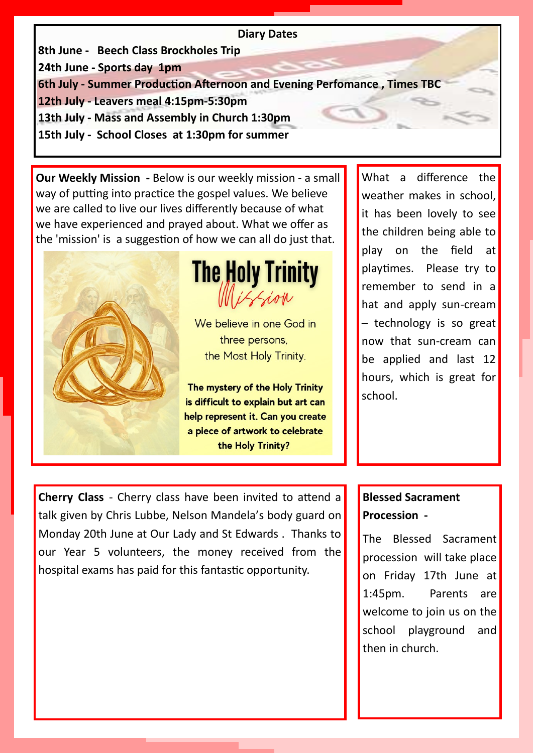## Diary Dates

**8th June - Beech Class Brockholes Trip**
**24th June - Sports day 1pm**
**6th July - Summer Production Afternoon and Evening Perfomance , Times TBC**
**12th July - Leavers meal 4:15pm-5:30pm**
**13th July - Mass and Assembly in Church 1:30pm**
**15th July - School Closes at 1:30pm for summer**

**Our Weekly Mission -** Below is our weekly mission - a small way of putting into practice the gospel values. We believe we are called to live our lives differently because of what we have experienced and prayed about. What we offer as the 'mission' is a suggestion of how we can all do just that.

### The Holy Trinity
*Mission*

We believe in one God in three persons, the Most Holy Trinity.

**The mystery of the Holy Trinity is difficult to explain but art can help represent it. Can you create a piece of artwork to celebrate the Holy Trinity?**

What a difference the weather makes in school, it has been lovely to see the children being able to play on the field at playtimes. Please try to remember to send in a hat and apply sun-cream – technology is so great now that sun-cream can be applied and last 12 hours, which is great for school.

**Cherry Class** - Cherry class have been invited to attend a talk given by Chris Lubbe, Nelson Mandela's body guard on Monday 20th June at Our Lady and St Edwards . Thanks to our Year 5 volunteers, the money received from the hospital exams has paid for this fantastic opportunity.

**Blessed Sacrament Procession -**

The Blessed Sacrament procession will take place on Friday 17th June at 1:45pm. Parents are welcome to join us on the school playground and then in church.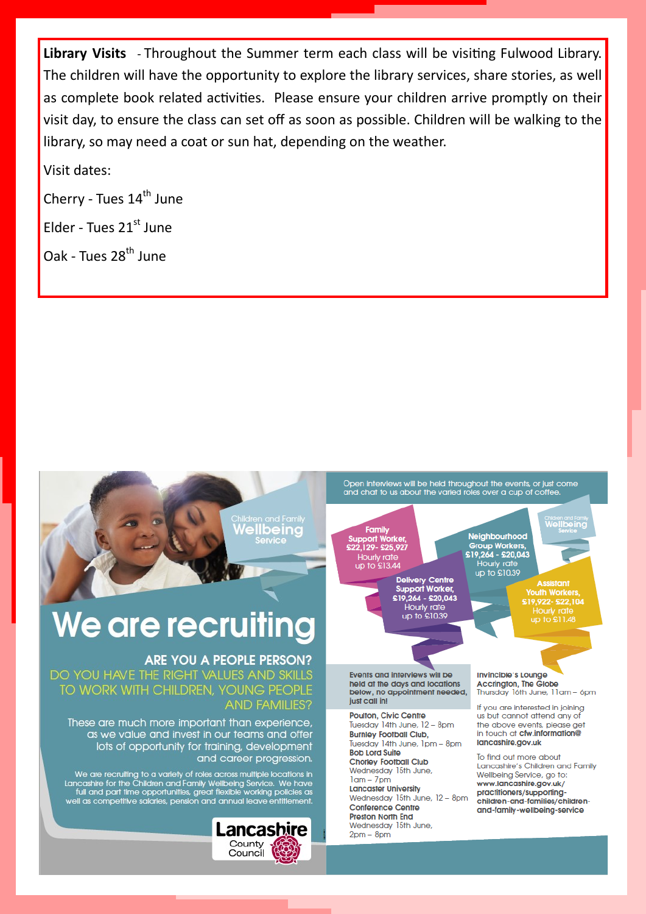**Library Visits** - Throughout the Summer term each class will be visiting Fulwood Library. The children will have the opportunity to explore the library services, share stories, as well as complete book related activities. Please ensure your children arrive promptly on their visit day, to ensure the class can set off as soon as possible. Children will be walking to the library, so may need a coat or sun hat, depending on the weather.

Visit dates:

Cherry - Tues 14th June

Elder - Tues 21st June

Oak - Tues 28th June

Children and Family **Wellbeing** Service

# We are recruiting

**ARE YOU A PEOPLE PERSON?**

DO YOU HAVE THE RIGHT VALUES AND SKILLS TO WORK WITH CHILDREN, YOUNG PEOPLE AND FAMILIES?

These are much more important than experience, as we value and invest in our teams and offer lots of opportunity for training, development and career progression.

We are recruiting to a variety of roles across multiple locations in Lancashire for the Children and Family Wellbeing Service. We have full and part time opportunities, great flexible working policies as well as competitive salaries, pension and annual leave entitlement.

Lancashire County Council

Open interviews will be held throughout the events, or just come and chat to us about the varied roles over a cup of coffee.

**Family Support Worker,** £22,129 - £25,927 Hourly rate up to £13.44

**Neighbourhood Group Workers,** £19,264 - £20,043 Hourly rate up to £10.39

**Delivery Centre Support Worker,** £19,264 - £20,043 Hourly rate up to £10.39

**Assistant Youth Workers,** £19,922 - £22,104 Hourly rate up to £11.48

**Events and interviews will be held at the days and locations below, no appointment needed, just call in!**

**Poulton, Civic Centre**
Tuesday 14th June, 12 – 8pm

**Burnley Football Club, Bob Lord Suite**
Tuesday 14th June, 1pm – 8pm

**Chorley Football Club**
Wednesday 15th June, 1am – 7pm

**Lancaster University Conference Centre**
Wednesday 15th June, 12 – 8pm

**Preston North End**
Wednesday 15th June, 2pm – 8pm

**Invincible's Lounge Accrington, The Globe**
Thursday 16th June, 11am – 6pm

If you are interested in joining us but cannot attend any of the above events, please get in touch at **cfw.information@lancashire.gov.uk**

To find out more about Lancashire's Children and Family Wellbeing Service, go to: **www.lancashire.gov.uk/practitioners/supporting-children-and-families/children-and-family-wellbeing-service**